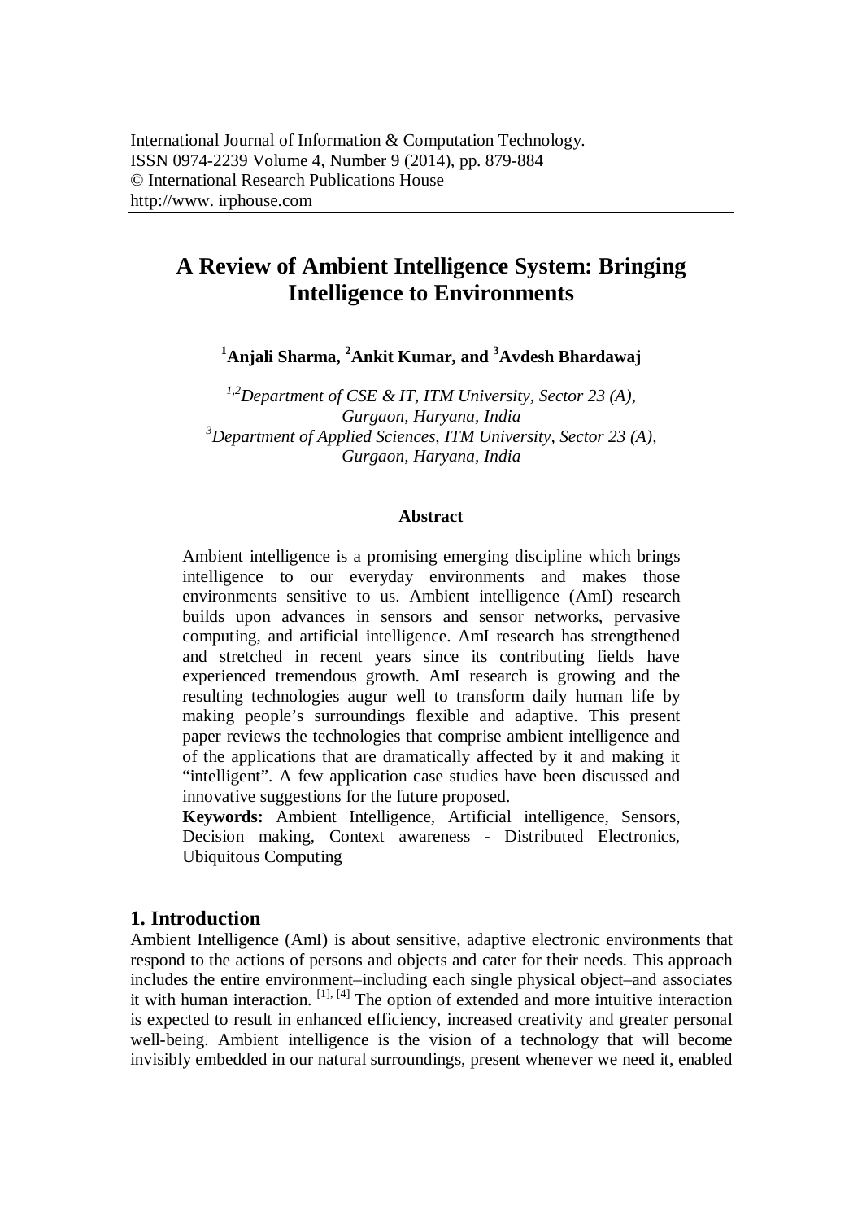International Journal of Information & Computation Technology.
ISSN 0974-2239 Volume 4, Number 9 (2014), pp. 879-884
© International Research Publications House
http://www. irphouse.com

# A Review of Ambient Intelligence System: Bringing Intelligence to Environments

**[1]Anjali Sharma, [2]Ankit Kumar, and [3]Avdesh Bhardawaj**

*[1,2]Department of CSE & IT, ITM University, Sector 23 (A), Gurgaon, Haryana, India*
*[3]Department of Applied Sciences, ITM University, Sector 23 (A), Gurgaon, Haryana, India*

### Abstract

Ambient intelligence is a promising emerging discipline which brings intelligence to our everyday environments and makes those environments sensitive to us. Ambient intelligence (AmI) research builds upon advances in sensors and sensor networks, pervasive computing, and artificial intelligence. AmI research has strengthened and stretched in recent years since its contributing fields have experienced tremendous growth. AmI research is growing and the resulting technologies augur well to transform daily human life by making people's surroundings flexible and adaptive. This present paper reviews the technologies that comprise ambient intelligence and of the applications that are dramatically affected by it and making it "intelligent". A few application case studies have been discussed and innovative suggestions for the future proposed.

**Keywords:** Ambient Intelligence, Artificial intelligence, Sensors, Decision making, Context awareness - Distributed Electronics, Ubiquitous Computing

## 1. Introduction

Ambient Intelligence (AmI) is about sensitive, adaptive electronic environments that respond to the actions of persons and objects and cater for their needs. This approach includes the entire environment–including each single physical object–and associates it with human interaction. [1], [4] The option of extended and more intuitive interaction is expected to result in enhanced efficiency, increased creativity and greater personal well-being. Ambient intelligence is the vision of a technology that will become invisibly embedded in our natural surroundings, present whenever we need it, enabled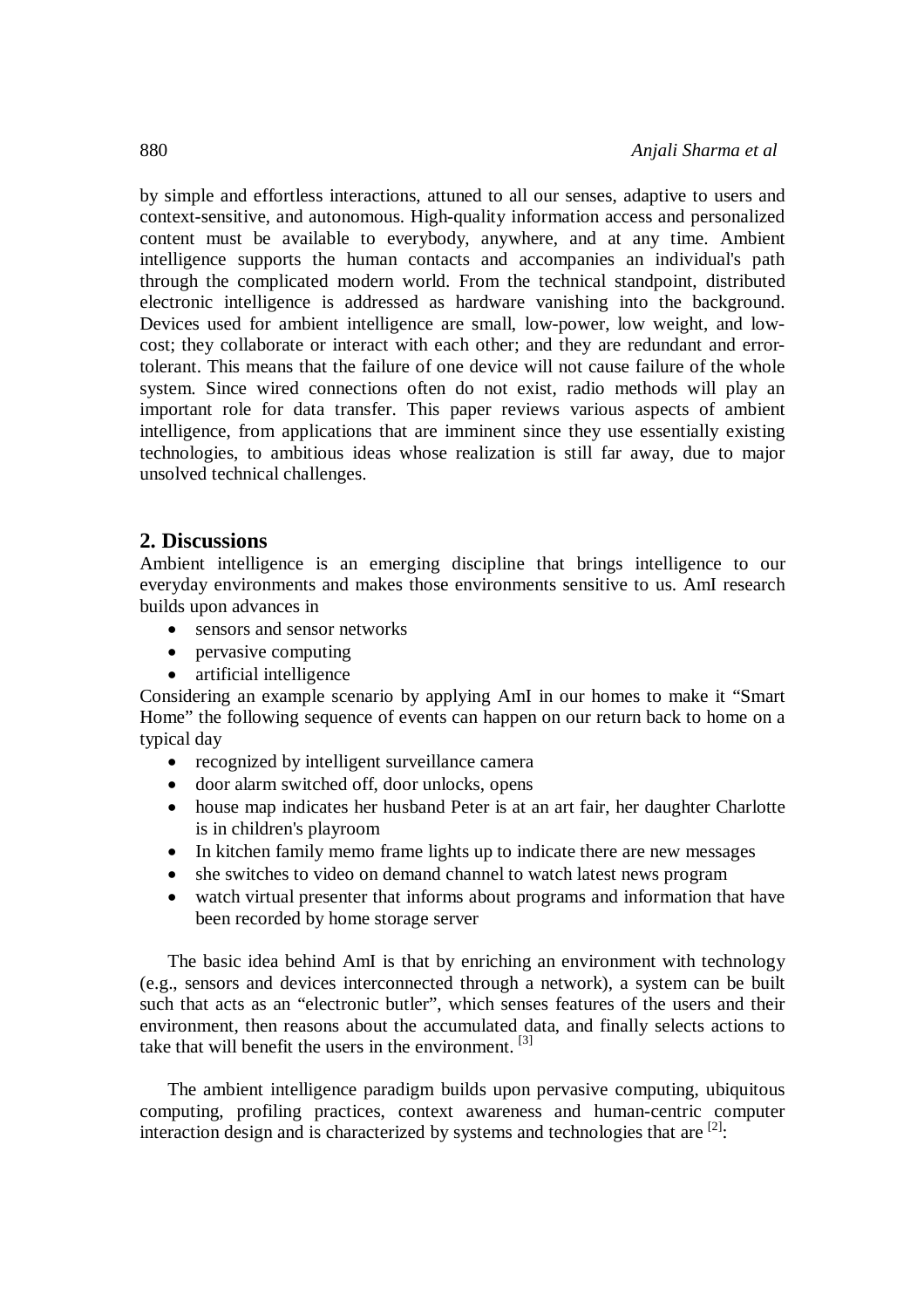by simple and effortless interactions, attuned to all our senses, adaptive to users and context-sensitive, and autonomous. High-quality information access and personalized content must be available to everybody, anywhere, and at any time. Ambient intelligence supports the human contacts and accompanies an individual's path through the complicated modern world. From the technical standpoint, distributed electronic intelligence is addressed as hardware vanishing into the background. Devices used for ambient intelligence are small, low-power, low weight, and low-cost; they collaborate or interact with each other; and they are redundant and error-tolerant. This means that the failure of one device will not cause failure of the whole system. Since wired connections often do not exist, radio methods will play an important role for data transfer. This paper reviews various aspects of ambient intelligence, from applications that are imminent since they use essentially existing technologies, to ambitious ideas whose realization is still far away, due to major unsolved technical challenges.

## 2. Discussions

Ambient intelligence is an emerging discipline that brings intelligence to our everyday environments and makes those environments sensitive to us. AmI research builds upon advances in

- sensors and sensor networks
- pervasive computing
- artificial intelligence

Considering an example scenario by applying AmI in our homes to make it "Smart Home" the following sequence of events can happen on our return back to home on a typical day

- recognized by intelligent surveillance camera
- door alarm switched off, door unlocks, opens
- house map indicates her husband Peter is at an art fair, her daughter Charlotte is in children's playroom
- In kitchen family memo frame lights up to indicate there are new messages
- she switches to video on demand channel to watch latest news program
- watch virtual presenter that informs about programs and information that have been recorded by home storage server

The basic idea behind AmI is that by enriching an environment with technology (e.g., sensors and devices interconnected through a network), a system can be built such that acts as an "electronic butler", which senses features of the users and their environment, then reasons about the accumulated data, and finally selects actions to take that will benefit the users in the environment. [3]

The ambient intelligence paradigm builds upon pervasive computing, ubiquitous computing, profiling practices, context awareness and human-centric computer interaction design and is characterized by systems and technologies that are [2]: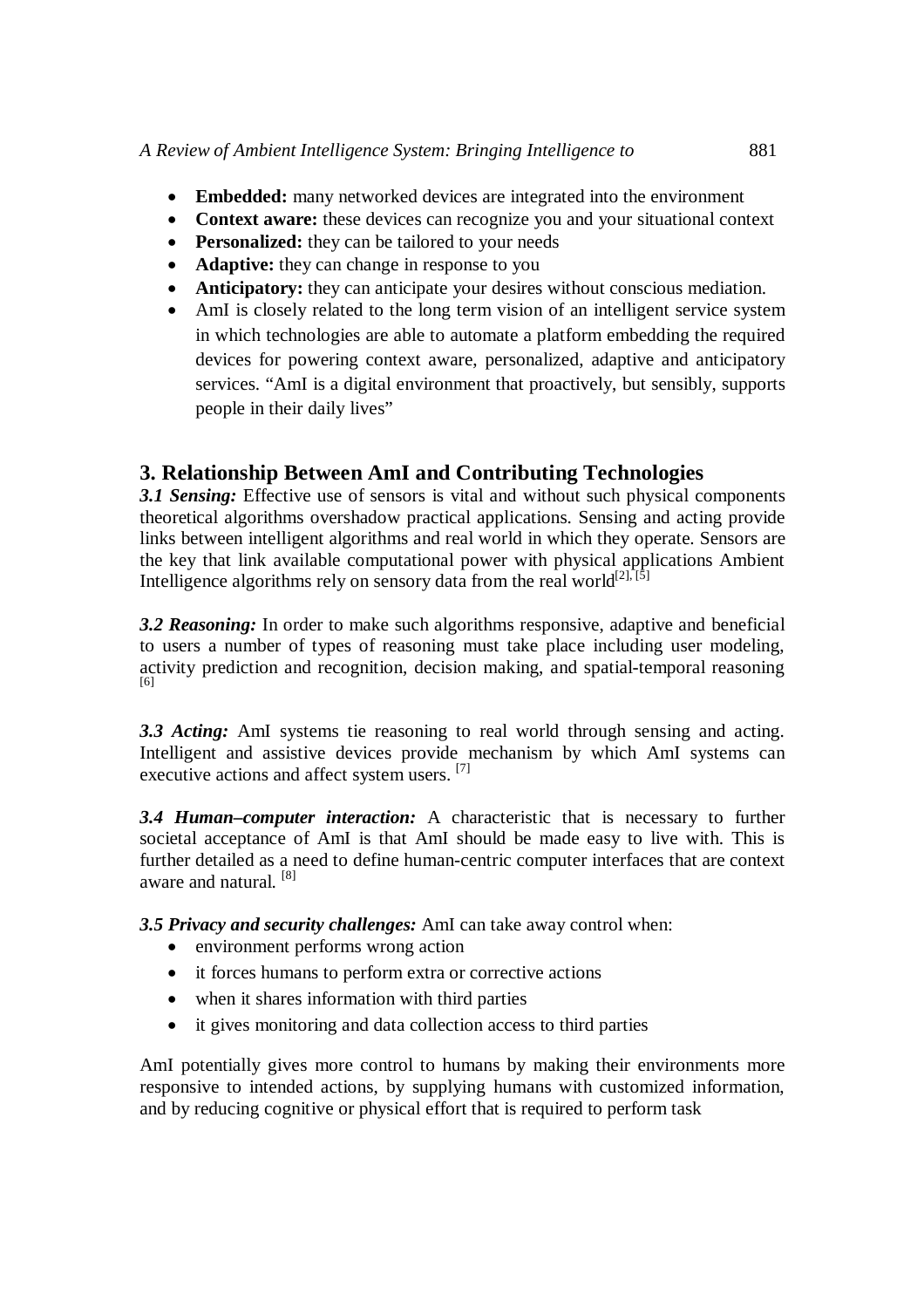- **Embedded:** many networked devices are integrated into the environment
- **Context aware:** these devices can recognize you and your situational context
- **Personalized:** they can be tailored to your needs
- **Adaptive:** they can change in response to you
- **Anticipatory:** they can anticipate your desires without conscious mediation.
- AmI is closely related to the long term vision of an intelligent service system in which technologies are able to automate a platform embedding the required devices for powering context aware, personalized, adaptive and anticipatory services. “AmI is a digital environment that proactively, but sensibly, supports people in their daily lives”

## 3. Relationship Between AmI and Contributing Technologies

***3.1 Sensing:*** Effective use of sensors is vital and without such physical components theoretical algorithms overshadow practical applications. Sensing and acting provide links between intelligent algorithms and real world in which they operate. Sensors are the key that link available computational power with physical applications Ambient Intelligence algorithms rely on sensory data from the real world[2], [5]

***3.2 Reasoning:*** In order to make such algorithms responsive, adaptive and beneficial to users a number of types of reasoning must take place including user modeling, activity prediction and recognition, decision making, and spatial-temporal reasoning [6]

***3.3 Acting:*** AmI systems tie reasoning to real world through sensing and acting. Intelligent and assistive devices provide mechanism by which AmI systems can executive actions and affect system users. [7]

***3.4 Human–computer interaction:*** A characteristic that is necessary to further societal acceptance of AmI is that AmI should be made easy to live with. This is further detailed as a need to define human-centric computer interfaces that are context aware and natural. [8]

***3.5 Privacy and security challenges:*** AmI can take away control when:

- environment performs wrong action
- it forces humans to perform extra or corrective actions
- when it shares information with third parties
- it gives monitoring and data collection access to third parties

AmI potentially gives more control to humans by making their environments more responsive to intended actions, by supplying humans with customized information, and by reducing cognitive or physical effort that is required to perform task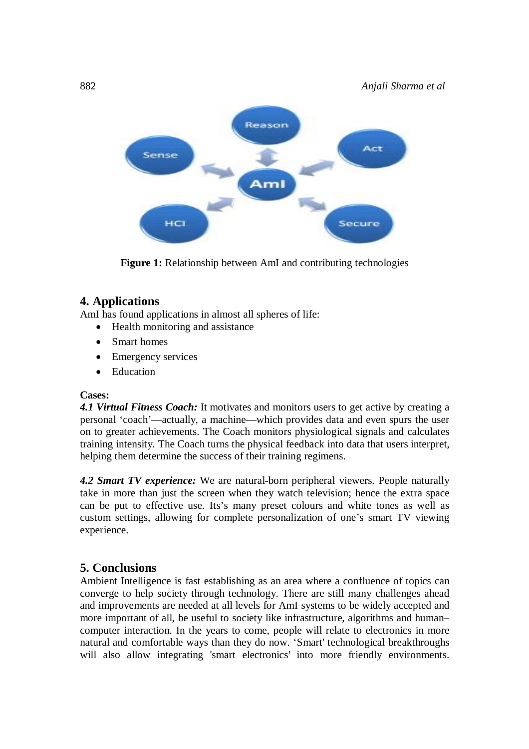Figure 1: Relationship between AmI and contributing technologies

## 4. Applications

AmI has found applications in almost all spheres of life:

- Health monitoring and assistance
- Smart homes
- Emergency services
- Education

**Cases:**

***4.1 Virtual Fitness Coach:*** It motivates and monitors users to get active by creating a personal 'coach'—actually, a machine—which provides data and even spurs the user on to greater achievements. The Coach monitors physiological signals and calculates training intensity. The Coach turns the physical feedback into data that users interpret, helping them determine the success of their training regimens.

***4.2 Smart TV experience:*** We are natural-born peripheral viewers. People naturally take in more than just the screen when they watch television; hence the extra space can be put to effective use. Its's many preset colours and white tones as well as custom settings, allowing for complete personalization of one's smart TV viewing experience.

## 5. Conclusions

Ambient Intelligence is fast establishing as an area where a confluence of topics can converge to help society through technology. There are still many challenges ahead and improvements are needed at all levels for AmI systems to be widely accepted and more important of all, be useful to society like infrastructure, algorithms and human–computer interaction. In the years to come, people will relate to electronics in more natural and comfortable ways than they do now. 'Smart' technological breakthroughs will also allow integrating 'smart electronics' into more friendly environments.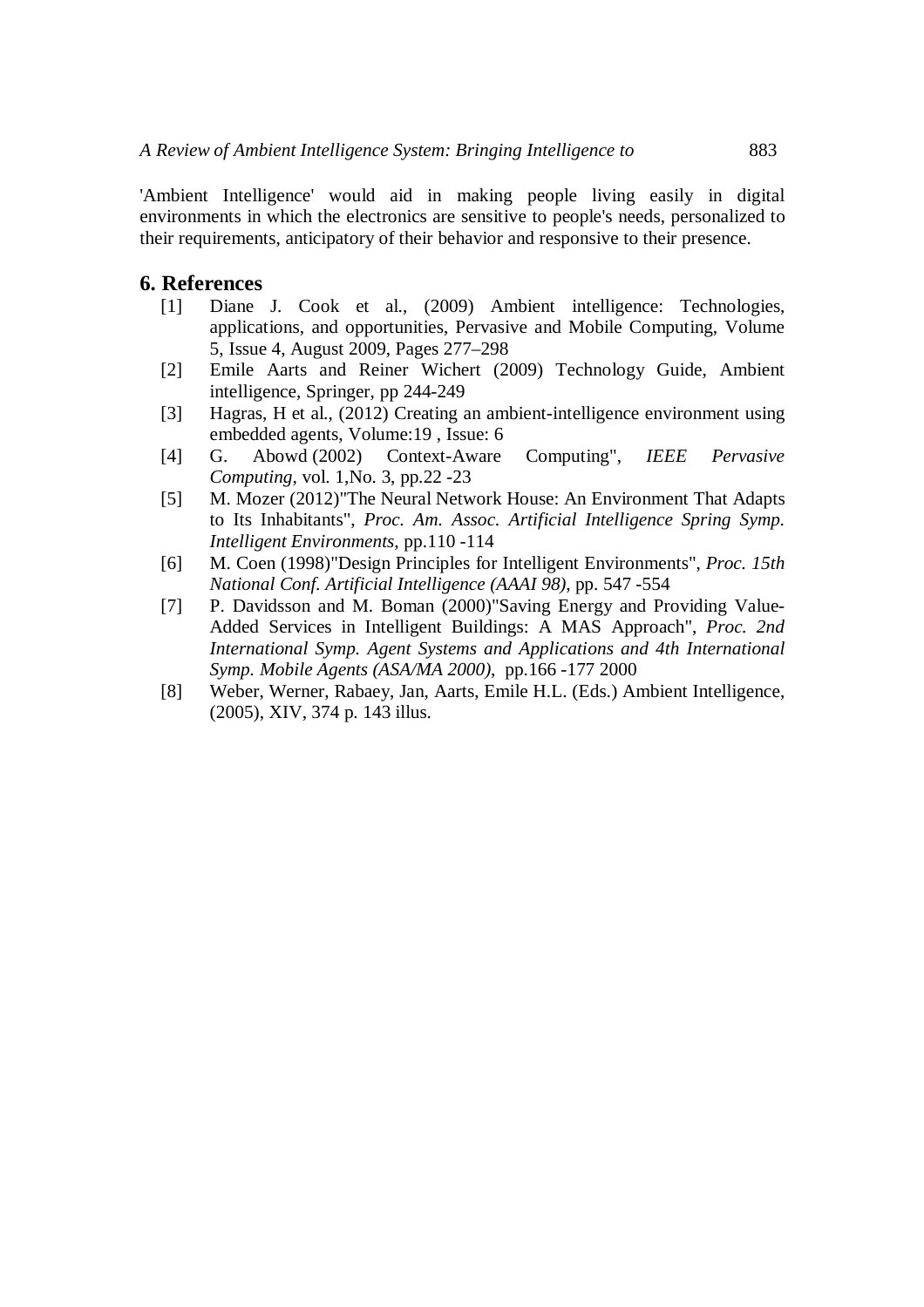'Ambient Intelligence' would aid in making people living easily in digital environments in which the electronics are sensitive to people's needs, personalized to their requirements, anticipatory of their behavior and responsive to their presence.

## 6. References

[1] Diane J. Cook et al., (2009) Ambient intelligence: Technologies, applications, and opportunities, Pervasive and Mobile Computing, Volume 5, Issue 4, August 2009, Pages 277–298

[2] Emile Aarts and Reiner Wichert (2009) Technology Guide, Ambient intelligence, Springer, pp 244-249

[3] Hagras, H et al., (2012) Creating an ambient-intelligence environment using embedded agents, Volume:19 , Issue: 6

[4] G. Abowd (2002) Context-Aware Computing", *IEEE Pervasive Computing*, vol. 1,No. 3, pp.22 -23

[5] M. Mozer (2012)"The Neural Network House: An Environment That Adapts to Its Inhabitants", *Proc. Am. Assoc. Artificial Intelligence Spring Symp. Intelligent Environments*, pp.110 -114

[6] M. Coen (1998)"Design Principles for Intelligent Environments", *Proc. 15th National Conf. Artificial Intelligence (AAAI 98)*, pp. 547 -554

[7] P. Davidsson and M. Boman (2000)"Saving Energy and Providing Value-Added Services in Intelligent Buildings: A MAS Approach", *Proc. 2nd International Symp. Agent Systems and Applications and 4th International Symp. Mobile Agents (ASA/MA 2000)*, pp.166 -177 2000

[8] Weber, Werner, Rabaey, Jan, Aarts, Emile H.L. (Eds.) Ambient Intelligence, (2005), XIV, 374 p. 143 illus.